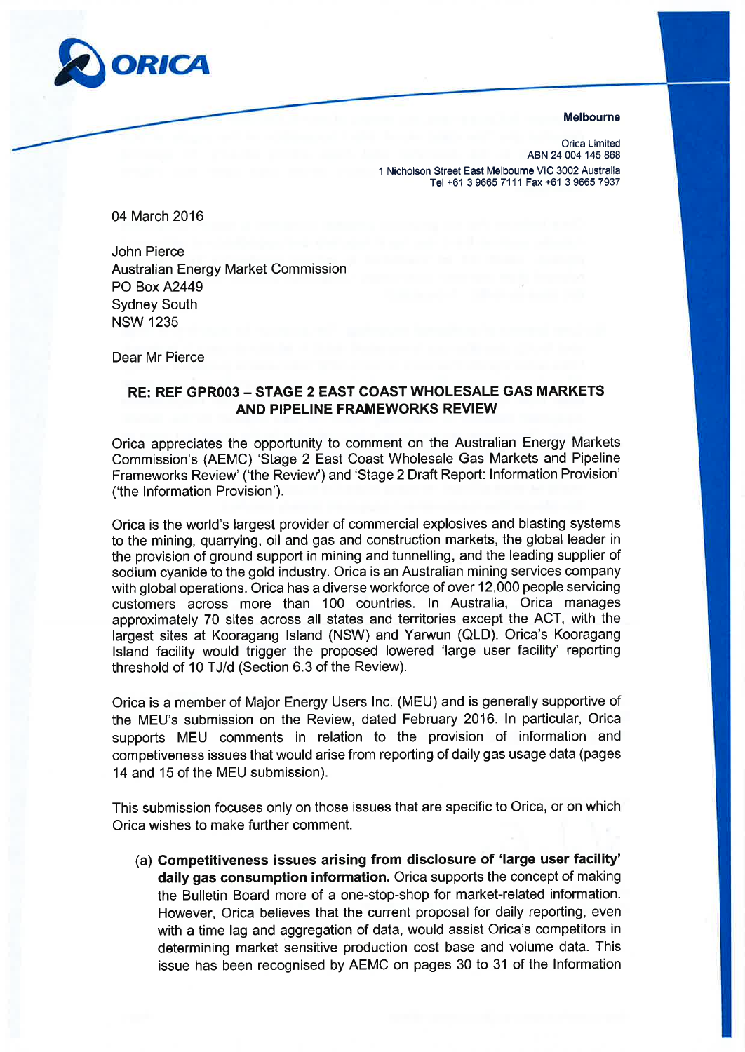**ORICA**

**Melbourne**

Orica Limited
ABN 24 004 145 868
1 Nicholson Street East Melbourne VIC 3002 Australia
Tel +61 3 9665 7111 Fax +61 3 9665 7937

04 March 2016

John Pierce
Australian Energy Market Commission
PO Box A2449
Sydney South
NSW 1235

Dear Mr Pierce

**RE: REF GPR003 – STAGE 2 EAST COAST WHOLESALE GAS MARKETS AND PIPELINE FRAMEWORKS REVIEW**

Orica appreciates the opportunity to comment on the Australian Energy Markets Commission's (AEMC) 'Stage 2 East Coast Wholesale Gas Markets and Pipeline Frameworks Review' ('the Review') and 'Stage 2 Draft Report: Information Provision' ('the Information Provision').

Orica is the world's largest provider of commercial explosives and blasting systems to the mining, quarrying, oil and gas and construction markets, the global leader in the provision of ground support in mining and tunnelling, and the leading supplier of sodium cyanide to the gold industry. Orica is an Australian mining services company with global operations. Orica has a diverse workforce of over 12,000 people servicing customers across more than 100 countries. In Australia, Orica manages approximately 70 sites across all states and territories except the ACT, with the largest sites at Kooragang Island (NSW) and Yarwun (QLD). Orica's Kooragang Island facility would trigger the proposed lowered 'large user facility' reporting threshold of 10 TJ/d (Section 6.3 of the Review).

Orica is a member of Major Energy Users Inc. (MEU) and is generally supportive of the MEU's submission on the Review, dated February 2016. In particular, Orica supports MEU comments in relation to the provision of information and competiveness issues that would arise from reporting of daily gas usage data (pages 14 and 15 of the MEU submission).

This submission focuses only on those issues that are specific to Orica, or on which Orica wishes to make further comment.

(a) **Competitiveness issues arising from disclosure of 'large user facility' daily gas consumption information.** Orica supports the concept of making the Bulletin Board more of a one-stop-shop for market-related information. However, Orica believes that the current proposal for daily reporting, even with a time lag and aggregation of data, would assist Orica's competitors in determining market sensitive production cost base and volume data. This issue has been recognised by AEMC on pages 30 to 31 of the Information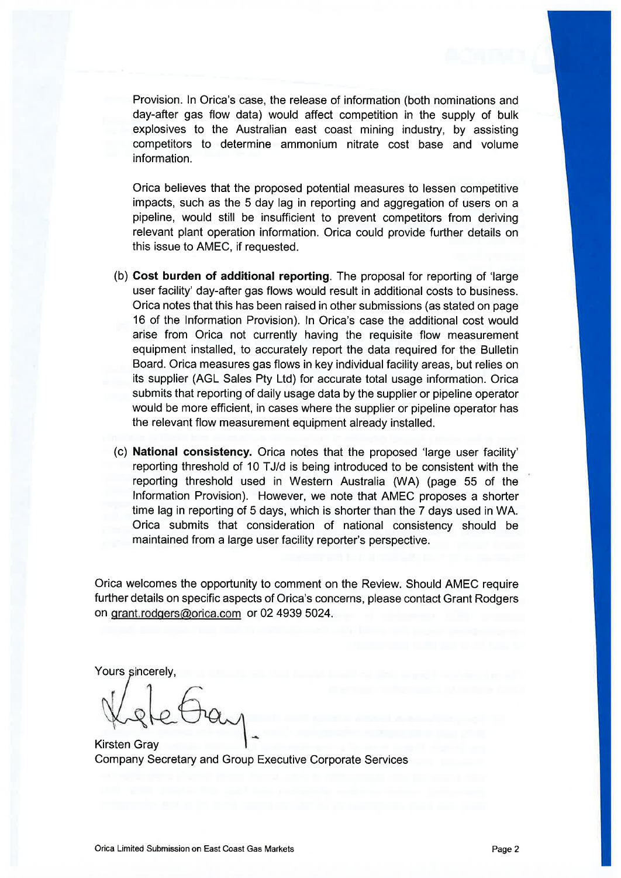Provision. In Orica's case, the release of information (both nominations and day-after gas flow data) would affect competition in the supply of bulk explosives to the Australian east coast mining industry, by assisting competitors to determine ammonium nitrate cost base and volume information.

Orica believes that the proposed potential measures to lessen competitive impacts, such as the 5 day lag in reporting and aggregation of users on a pipeline, would still be insufficient to prevent competitors from deriving relevant plant operation information. Orica could provide further details on this issue to AMEC, if requested.

(b) **Cost burden of additional reporting**. The proposal for reporting of 'large user facility' day-after gas flows would result in additional costs to business. Orica notes that this has been raised in other submissions (as stated on page 16 of the Information Provision). In Orica's case the additional cost would arise from Orica not currently having the requisite flow measurement equipment installed, to accurately report the data required for the Bulletin Board. Orica measures gas flows in key individual facility areas, but relies on its supplier (AGL Sales Pty Ltd) for accurate total usage information. Orica submits that reporting of daily usage data by the supplier or pipeline operator would be more efficient, in cases where the supplier or pipeline operator has the relevant flow measurement equipment already installed.

(c) **National consistency.** Orica notes that the proposed 'large user facility' reporting threshold of 10 TJ/d is being introduced to be consistent with the reporting threshold used in Western Australia (WA) (page 55 of the Information Provision). However, we note that AMEC proposes a shorter time lag in reporting of 5 days, which is shorter than the 7 days used in WA. Orica submits that consideration of national consistency should be maintained from a large user facility reporter's perspective.

Orica welcomes the opportunity to comment on the Review. Should AMEC require further details on specific aspects of Orica's concerns, please contact Grant Rodgers on grant.rodgers@orica.com or 02 4939 5024.

Yours sincerely,

Kirsten Gray
Company Secretary and Group Executive Corporate Services